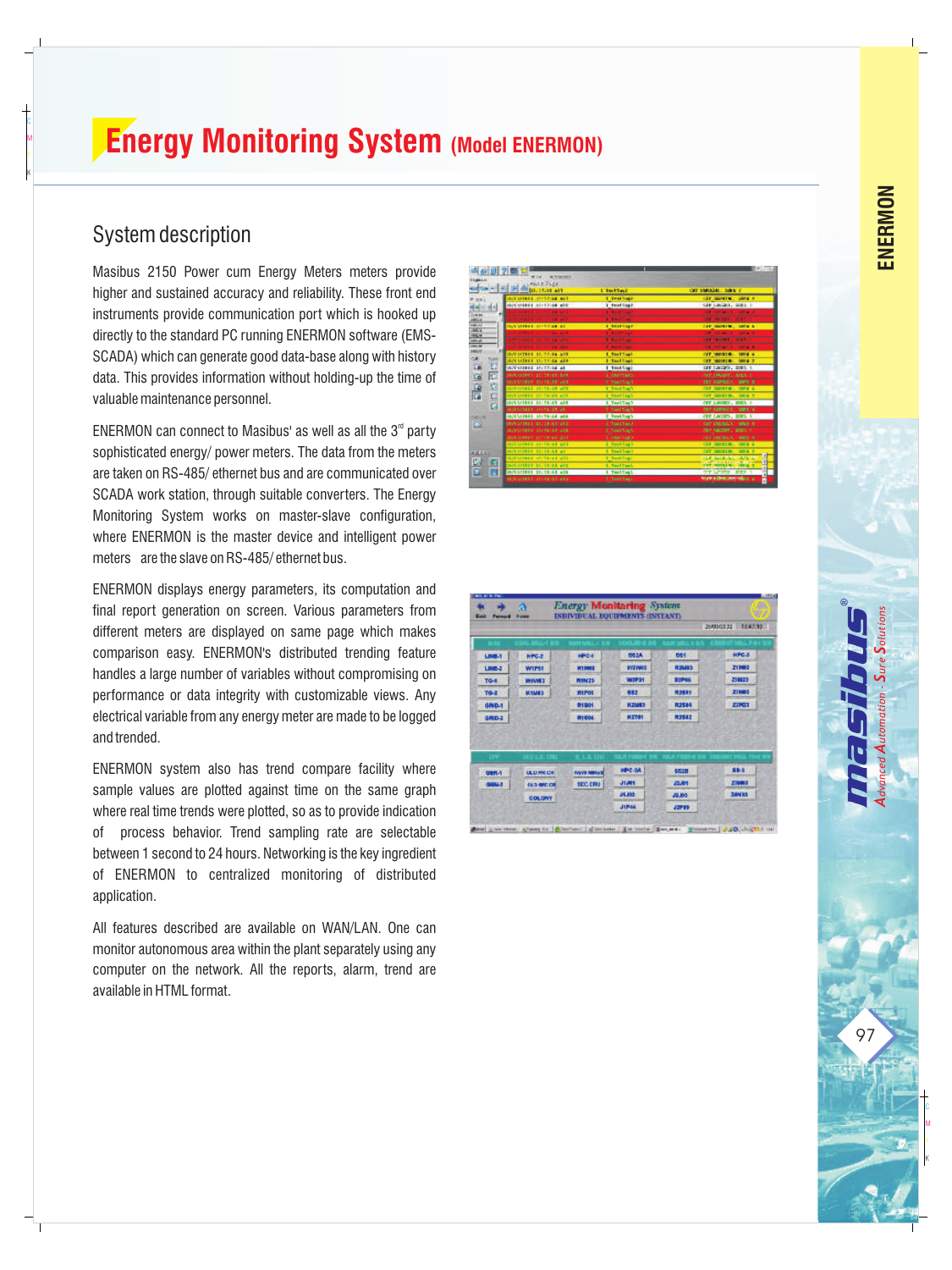# Energy Monitoring System (Model ENERMON)

## System description

Masibus 2150 Power cum Energy Meters meters provide higher and sustained accuracy and reliability. These front end instruments provide communication port which is hooked up directly to the standard PC running ENERMON software (EMS-SCADA) which can generate good data-base along with history data. This provides information without holding-up the time of valuable maintenance personnel.

ENERMON can connect to Masibus' as well as all the 3rd party sophisticated energy/ power meters. The data from the meters are taken on RS-485/ ethernet bus and are communicated over SCADA work station, through suitable converters. The Energy Monitoring System works on master-slave configuration, where ENERMON is the master device and intelligent power meters are the slave on RS-485/ ethernet bus.

ENERMON displays energy parameters, its computation and final report generation on screen. Various parameters from different meters are displayed on same page which makes comparison easy. ENERMON's distributed trending feature handles a large number of variables without compromising on performance or data integrity with customizable views. Any electrical variable from any energy meter are made to be logged and trended.

ENERMON system also has trend compare facility where sample values are plotted against time on the same graph where real time trends were plotted, so as to provide indication of process behavior. Trend sampling rate are selectable between 1 second to 24 hours. Networking is the key ingredient of ENERMON to centralized monitoring of distributed application.

All features described are available on WAN/LAN. One can monitor autonomous area within the plant separately using any computer on the network. All the reports, alarm, trend are available in HTML format.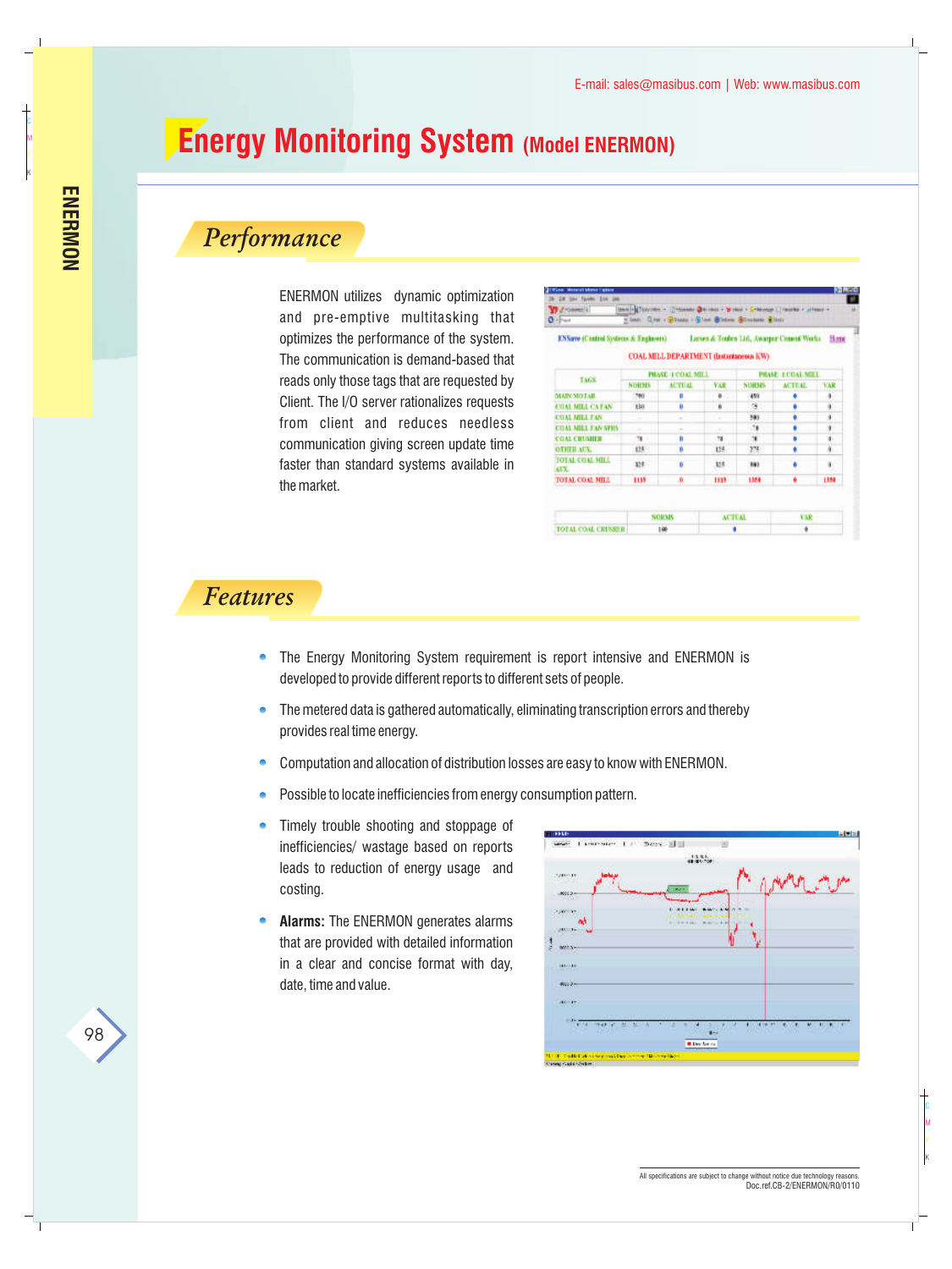# Energy Monitoring System (Model ENERMON)

## Performance

ENERMON utilizes dynamic optimization and pre-emptive multitasking that optimizes the performance of the system. The communication is demand-based that reads only those tags that are requested by Client. The I/O server rationalizes requests from client and reduces needless communication giving screen update time faster than standard systems available in the market.

## Features

- The Energy Monitoring System requirement is report intensive and ENERMON is developed to provide different reports to different sets of people.
- The metered data is gathered automatically, eliminating transcription errors and thereby provides real time energy.
- Computation and allocation of distribution losses are easy to know with ENERMON.
- Possible to locate inefficiencies from energy consumption pattern.
- Timely trouble shooting and stoppage of inefficiencies/ wastage based on reports leads to reduction of energy usage and costing.
- **Alarms:** The ENERMON generates alarms that are provided with detailed information in a clear and concise format with day, date, time and value.

All specifications are subject to change without notice due technology reasons.
Doc.ref.CB-2/ENERMON/R0/0110